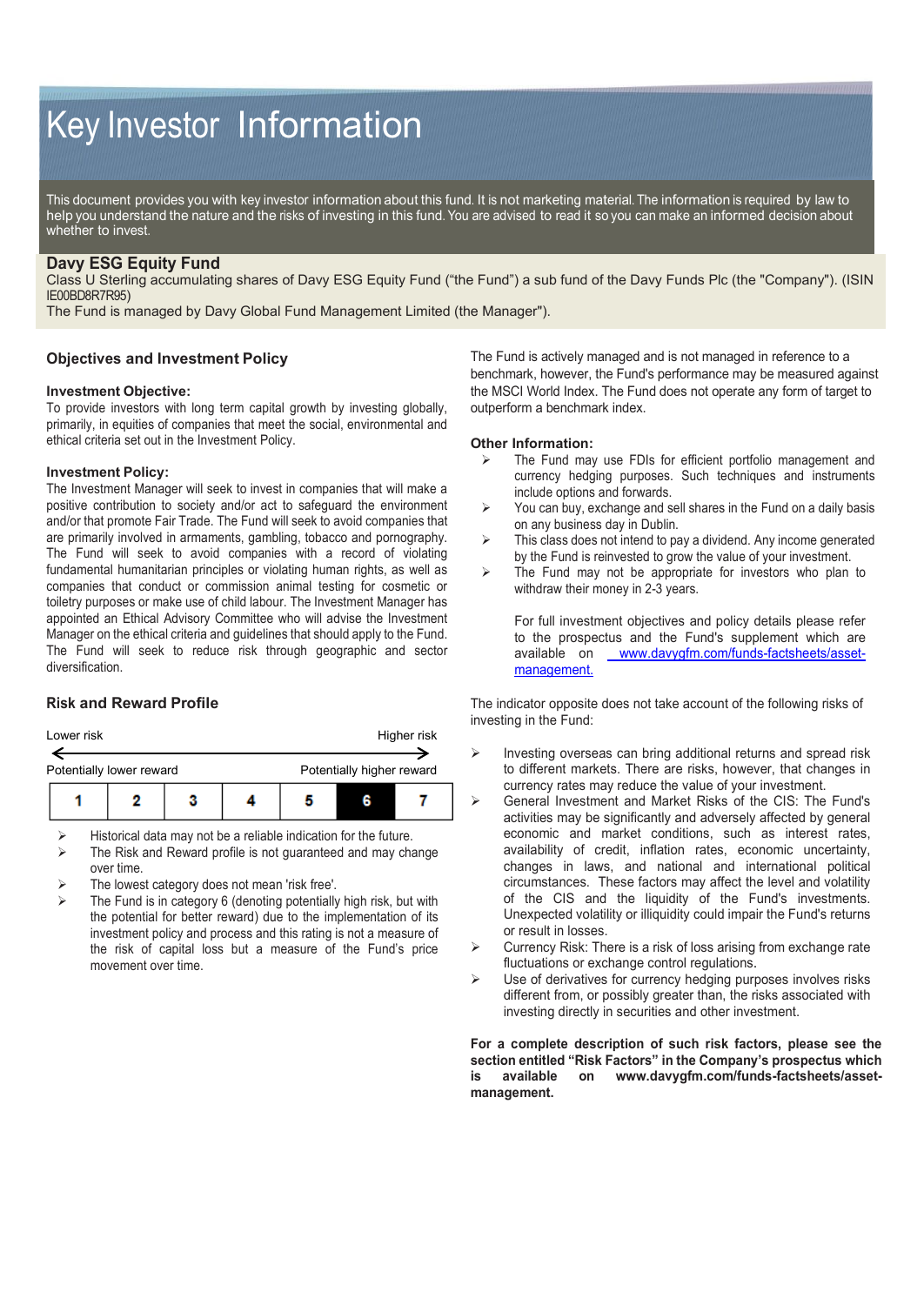# Key Investor Information

This document provides you with key investor information about this fund. It is not marketing material. The information is required by law to help you understand the nature and the risks of investing in this fund. You are advised to read it so you can make an informed decision about whether to invest.

## Davy ESG Equity Fund

Class U Sterling accumulating shares of Davy ESG Equity Fund ("the Fund") a sub fund of the Davy Funds Plc (the "Company"). (ISIN IE00BD8R7R95)

The Fund is managed by Davy Global Fund Management Limited (the Manager").

## Objectives and Investment Policy

### Investment Objective:

To provide investors with long term capital growth by investing globally, primarily, in equities of companies that meet the social, environmental and ethical criteria set out in the Investment Policy.

### Investment Policy:

The Investment Manager will seek to invest in companies that will make a positive contribution to society and/or act to safeguard the environment and/or that promote Fair Trade. The Fund will seek to avoid companies that are primarily involved in armaments, gambling, tobacco and pornography. The Fund will seek to avoid companies with a record of violating fundamental humanitarian principles or violating human rights, as well as companies that conduct or commission animal testing for cosmetic or toiletry purposes or make use of child labour. The Investment Manager has appointed an Ethical Advisory Committee who will advise the Investment Manager on the ethical criteria and guidelines that should apply to the Fund. The Fund will seek to reduce risk through geographic and sector diversification.

The Fund is actively managed and is not managed in reference to a benchmark, however, the Fund's performance may be measured against the MSCI World Index. The Fund does not operate any form of target to outperform a benchmark index.

### Other Information:

- The Fund may use FDIs for efficient portfolio management and currency hedging purposes. Such techniques and instruments include options and forwards.
- You can buy, exchange and sell shares in the Fund on a daily basis on any business day in Dublin.
- This class does not intend to pay a dividend. Any income generated by the Fund is reinvested to grow the value of your investment.
- The Fund may not be appropriate for investors who plan to withdraw their money in 2-3 years.

For full investment objectives and policy details please refer to the prospectus and the Fund's supplement which are available on www.davygfm.com/funds-factsheets/asset-management.

## Risk and Reward Profile

| Lower risk | | | | | | Higher risk |
|---|---|---|---|---|---|---|
| Potentially lower reward | | | | | | Potentially higher reward |
| 1 | 2 | 3 | 4 | 5 | **6** | 7 |

- Historical data may not be a reliable indication for the future.
- The Risk and Reward profile is not guaranteed and may change over time.
- The lowest category does not mean 'risk free'.
- The Fund is in category 6 (denoting potentially high risk, but with the potential for better reward) due to the implementation of its investment policy and process and this rating is not a measure of the risk of capital loss but a measure of the Fund's price movement over time.

The indicator opposite does not take account of the following risks of investing in the Fund:

- Investing overseas can bring additional returns and spread risk to different markets. There are risks, however, that changes in currency rates may reduce the value of your investment.
- General Investment and Market Risks of the CIS: The Fund's activities may be significantly and adversely affected by general economic and market conditions, such as interest rates, availability of credit, inflation rates, economic uncertainty, changes in laws, and national and international political circumstances. These factors may affect the level and volatility of the CIS and the liquidity of the Fund's investments. Unexpected volatility or illiquidity could impair the Fund's returns or result in losses.
- Currency Risk: There is a risk of loss arising from exchange rate fluctuations or exchange control regulations.
- Use of derivatives for currency hedging purposes involves risks different from, or possibly greater than, the risks associated with investing directly in securities and other investment.

**For a complete description of such risk factors, please see the section entitled "Risk Factors" in the Company's prospectus which is available on www.davygfm.com/funds-factsheets/asset-management.**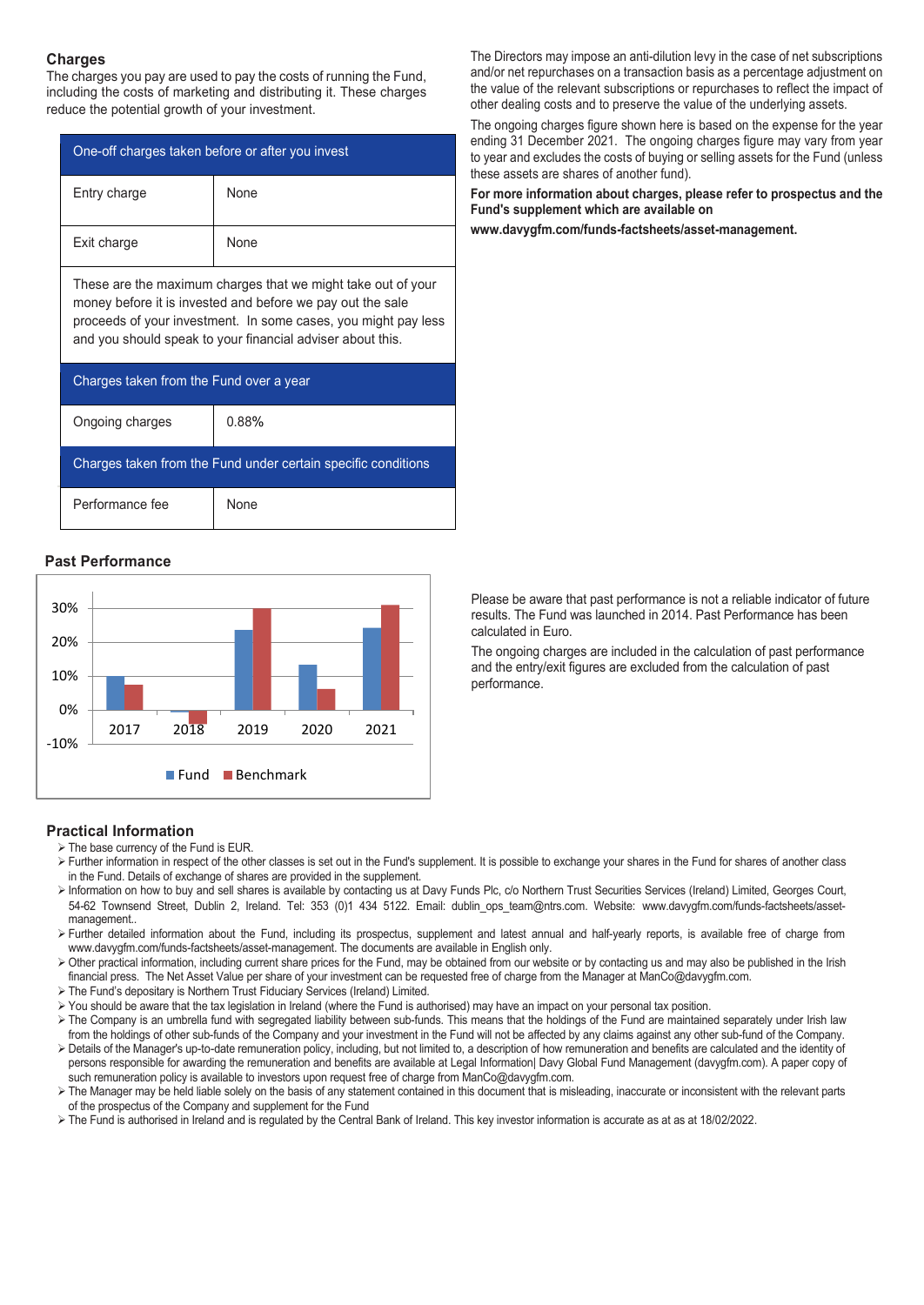## Charges

The charges you pay are used to pay the costs of running the Fund, including the costs of marketing and distributing it. These charges reduce the potential growth of your investment.

| One-off charges taken before or after you invest | |
|---|---|
| Entry charge | None |
| Exit charge | None |
| These are the maximum charges that we might take out of your money before it is invested and before we pay out the sale proceeds of your investment. In some cases, you might pay less and you should speak to your financial adviser about this. | |
| **Charges taken from the Fund over a year** | |
| Ongoing charges | 0.88% |
| **Charges taken from the Fund under certain specific conditions** | |
| Performance fee | None |

The Directors may impose an anti-dilution levy in the case of net subscriptions and/or net repurchases on a transaction basis as a percentage adjustment on the value of the relevant subscriptions or repurchases to reflect the impact of other dealing costs and to preserve the value of the underlying assets.

The ongoing charges figure shown here is based on the expense for the year ending 31 December 2021. The ongoing charges figure may vary from year to year and excludes the costs of buying or selling assets for the Fund (unless these assets are shares of another fund).

**For more information about charges, please refer to prospectus and the Fund's supplement which are available on**

**www.davygfm.com/funds-factsheets/asset-management.**

## Past Performance

30%
20%
10%
0%
-10%
2017 2018 2019 2020 2021
Fund Benchmark

Please be aware that past performance is not a reliable indicator of future results. The Fund was launched in 2014. Past Performance has been calculated in Euro.

The ongoing charges are included in the calculation of past performance and the entry/exit figures are excluded from the calculation of past performance.

## Practical Information

- The base currency of the Fund is EUR.
- Further information in respect of the other classes is set out in the Fund's supplement. It is possible to exchange your shares in the Fund for shares of another class in the Fund. Details of exchange of shares are provided in the supplement.
- Information on how to buy and sell shares is available by contacting us at Davy Funds Plc, c/o Northern Trust Securities Services (Ireland) Limited, Georges Court, 54-62 Townsend Street, Dublin 2, Ireland. Tel: 353 (0)1 434 5122. Email: dublin_ops_team@ntrs.com. Website: www.davygfm.com/funds-factsheets/asset-management..
- Further detailed information about the Fund, including its prospectus, supplement and latest annual and half-yearly reports, is available free of charge from www.davygfm.com/funds-factsheets/asset-management. The documents are available in English only.
- Other practical information, including current share prices for the Fund, may be obtained from our website or by contacting us and may also be published in the Irish financial press. The Net Asset Value per share of your investment can be requested free of charge from the Manager at ManCo@davygfm.com.
- The Fund's depositary is Northern Trust Fiduciary Services (Ireland) Limited.
- You should be aware that the tax legislation in Ireland (where the Fund is authorised) may have an impact on your personal tax position.
- The Company is an umbrella fund with segregated liability between sub-funds. This means that the holdings of the Fund are maintained separately under Irish law from the holdings of other sub-funds of the Company and your investment in the Fund will not be affected by any claims against any other sub-fund of the Company.
- Details of the Manager's up-to-date remuneration policy, including, but not limited to, a description of how remuneration and benefits are calculated and the identity of persons responsible for awarding the remuneration and benefits are available at Legal Information| Davy Global Fund Management (davygfm.com). A paper copy of such remuneration policy is available to investors upon request free of charge from ManCo@davygfm.com.
- The Manager may be held liable solely on the basis of any statement contained in this document that is misleading, inaccurate or inconsistent with the relevant parts of the prospectus of the Company and supplement for the Fund
- The Fund is authorised in Ireland and is regulated by the Central Bank of Ireland. This key investor information is accurate as at as at 18/02/2022.